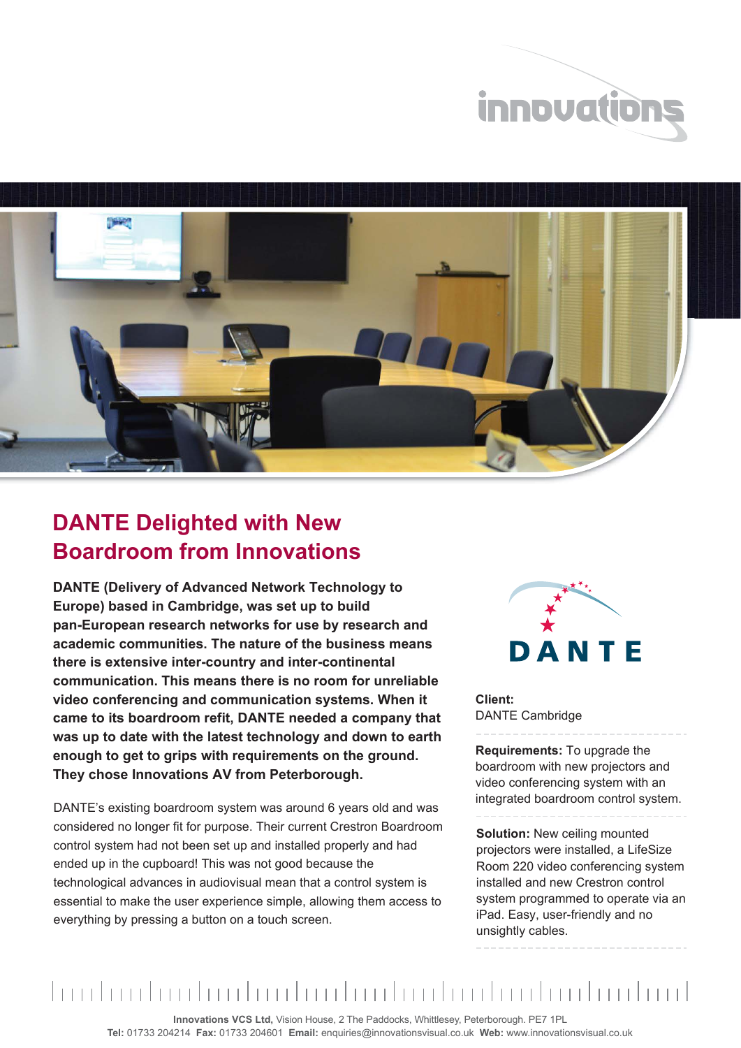# DANTE Delighted with New Boardroom from Innovations

**DANTE (Delivery of Advanced Network Technology to Europe) based in Cambridge, was set up to build pan-European research networks for use by research and academic communities. The nature of the business means there is extensive inter-country and inter-continental communication. This means there is no room for unreliable video conferencing and communication systems. When it came to its boardroom refit, DANTE needed a company that was up to date with the latest technology and down to earth enough to get to grips with requirements on the ground. They chose Innovations AV from Peterborough.**

DANTE's existing boardroom system was around 6 years old and was considered no longer fit for purpose. Their current Crestron Boardroom control system had not been set up and installed properly and had ended up in the cupboard! This was not good because the technological advances in audiovisual mean that a control system is essential to make the user experience simple, allowing them access to everything by pressing a button on a touch screen.

**Client:**
DANTE Cambridge

**Requirements:** To upgrade the boardroom with new projectors and video conferencing system with an integrated boardroom control system.

**Solution:** New ceiling mounted projectors were installed, a LifeSize Room 220 video conferencing system installed and new Crestron control system programmed to operate via an iPad. Easy, user-friendly and no unsightly cables.

**Innovations VCS Ltd,** Vision House, 2 The Paddocks, Whittlesey, Peterborough. PE7 1PL
**Tel:** 01733 204214 **Fax:** 01733 204601 **Email:** enquiries@innovationsvisual.co.uk **Web:** www.innovationsvisual.co.uk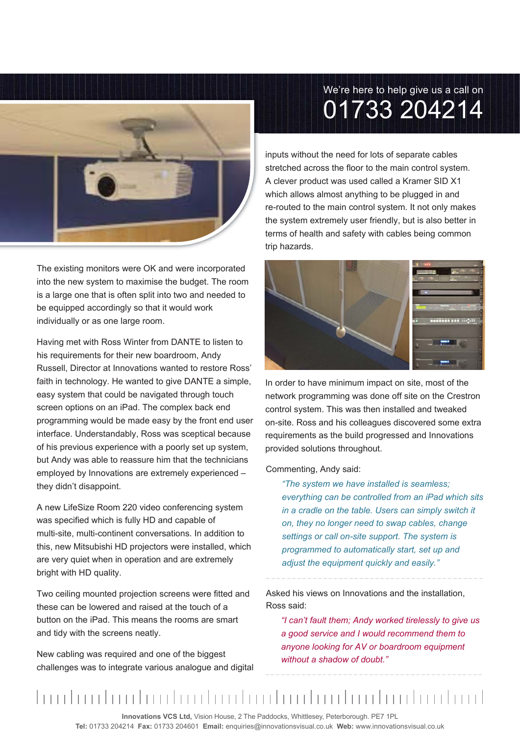We're here to help give us a call on

01733 204214

The existing monitors were OK and were incorporated into the new system to maximise the budget. The room is a large one that is often split into two and needed to be equipped accordingly so that it would work individually or as one large room.

Having met with Ross Winter from DANTE to listen to his requirements for their new boardroom, Andy Russell, Director at Innovations wanted to restore Ross' faith in technology. He wanted to give DANTE a simple, easy system that could be navigated through touch screen options on an iPad. The complex back end programming would be made easy by the front end user interface. Understandably, Ross was sceptical because of his previous experience with a poorly set up system, but Andy was able to reassure him that the technicians employed by Innovations are extremely experienced – they didn't disappoint.

A new LifeSize Room 220 video conferencing system was specified which is fully HD and capable of multi-site, multi-continent conversations. In addition to this, new Mitsubishi HD projectors were installed, which are very quiet when in operation and are extremely bright with HD quality.

Two ceiling mounted projection screens were fitted and these can be lowered and raised at the touch of a button on the iPad. This means the rooms are smart and tidy with the screens neatly.

New cabling was required and one of the biggest challenges was to integrate various analogue and digital inputs without the need for lots of separate cables stretched across the floor to the main control system. A clever product was used called a Kramer SID X1 which allows almost anything to be plugged in and re-routed to the main control system. It not only makes the system extremely user friendly, but is also better in terms of health and safety with cables being common trip hazards.

In order to have minimum impact on site, most of the network programming was done off site on the Crestron control system. This was then installed and tweaked on-site. Ross and his colleagues discovered some extra requirements as the build progressed and Innovations provided solutions throughout.

Commenting, Andy said:

*"The system we have installed is seamless; everything can be controlled from an iPad which sits in a cradle on the table. Users can simply switch it on, they no longer need to swap cables, change settings or call on-site support. The system is programmed to automatically start, set up and adjust the equipment quickly and easily."*

Asked his views on Innovations and the installation, Ross said:

*"I can't fault them; Andy worked tirelessly to give us a good service and I would recommend them to anyone looking for AV or boardroom equipment without a shadow of doubt."*

**Innovations VCS Ltd,** Vision House, 2 The Paddocks, Whittlesey, Peterborough. PE7 1PL
**Tel:** 01733 204214 **Fax:** 01733 204601 **Email:** enquiries@innovationsvisual.co.uk **Web:** www.innovationsvisual.co.uk